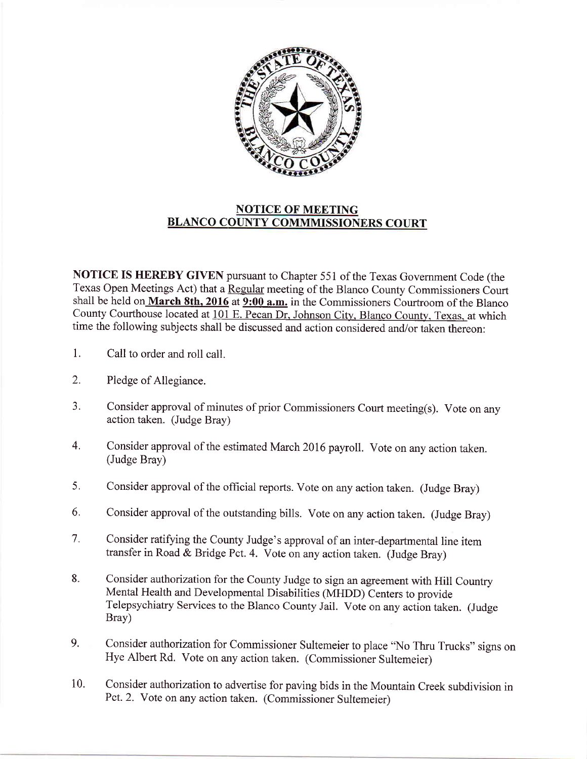## NOTICE OF MEETING
## BLANCO COUNTY COMMMISSIONERS COURT

**NOTICE IS HEREBY GIVEN** pursuant to Chapter 551 of the Texas Government Code (the Texas Open Meetings Act) that a Regular meeting of the Blanco County Commissioners Court shall be held on **March 8th, 2016** at **9:00 a.m.** in the Commissioners Courtroom of the Blanco County Courthouse located at 101 E. Pecan Dr, Johnson City, Blanco County, Texas, at which time the following subjects shall be discussed and action considered and/or taken thereon:

1. Call to order and roll call.
2. Pledge of Allegiance.
3. Consider approval of minutes of prior Commissioners Court meeting(s). Vote on any action taken. (Judge Bray)
4. Consider approval of the estimated March 2016 payroll. Vote on any action taken. (Judge Bray)
5. Consider approval of the official reports. Vote on any action taken. (Judge Bray)
6. Consider approval of the outstanding bills. Vote on any action taken. (Judge Bray)
7. Consider ratifying the County Judge's approval of an inter-departmental line item transfer in Road & Bridge Pct. 4. Vote on any action taken. (Judge Bray)
8. Consider authorization for the County Judge to sign an agreement with Hill Country Mental Health and Developmental Disabilities (MHDD) Centers to provide Telepsychiatry Services to the Blanco County Jail. Vote on any action taken. (Judge Bray)
9. Consider authorization for Commissioner Sultemeier to place "No Thru Trucks" signs on Hye Albert Rd. Vote on any action taken. (Commissioner Sultemeier)
10. Consider authorization to advertise for paving bids in the Mountain Creek subdivision in Pct. 2. Vote on any action taken. (Commissioner Sultemeier)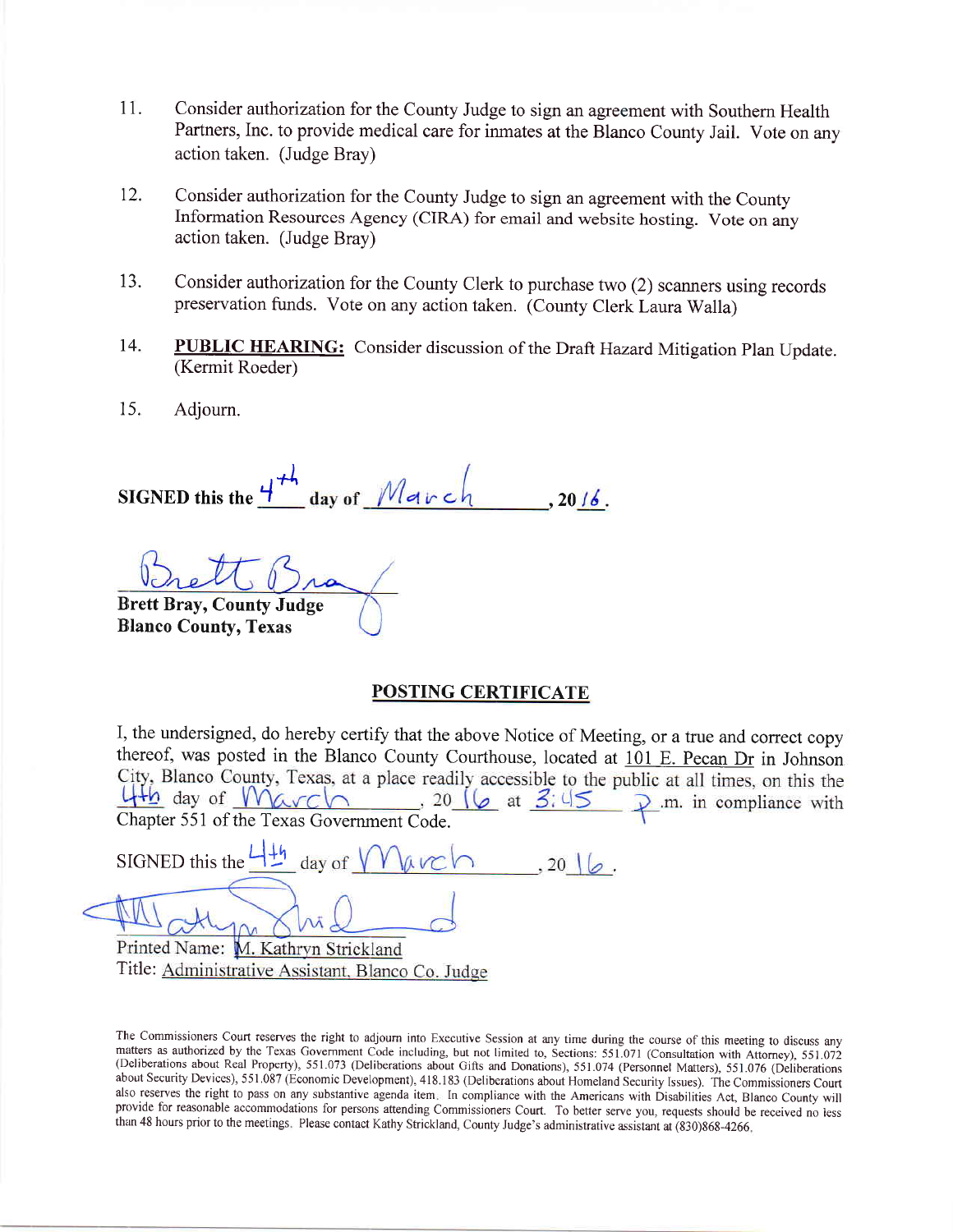11. Consider authorization for the County Judge to sign an agreement with Southern Health Partners, Inc. to provide medical care for inmates at the Blanco County Jail. Vote on any action taken. (Judge Bray)

12. Consider authorization for the County Judge to sign an agreement with the County Information Resources Agency (CIRA) for email and website hosting. Vote on any action taken. (Judge Bray)

13. Consider authorization for the County Clerk to purchase two (2) scanners using records preservation funds. Vote on any action taken. (County Clerk Laura Walla)

14. **PUBLIC HEARING:** Consider discussion of the Draft Hazard Mitigation Plan Update. (Kermit Roeder)

15. Adjourn.

**SIGNED this the** 4th **day of** March **, 20**16**.**

Brett Bray

**Brett Bray, County Judge**
**Blanco County, Texas**

## POSTING CERTIFICATE

I, the undersigned, do hereby certify that the above Notice of Meeting, or a true and correct copy thereof, was posted in the Blanco County Courthouse, located at 101 E. Pecan Dr in Johnson City, Blanco County, Texas, at a place readily accessible to the public at all times, on this the 4th day of March, 20 16 at 3:45 p.m. in compliance with Chapter 551 of the Texas Government Code.

SIGNED this the 4th day of March, 20 16.

M. Kathryn Strickland

Printed Name: M. Kathryn Strickland
Title: Administrative Assistant, Blanco Co. Judge

The Commissioners Court reserves the right to adjourn into Executive Session at any time during the course of this meeting to discuss any matters as authorized by the Texas Government Code including, but not limited to, Sections: 551.071 (Consultation with Attorney), 551.072 (Deliberations about Real Property), 551.073 (Deliberations about Gifts and Donations), 551.074 (Personnel Matters), 551.076 (Deliberations about Security Devices), 551.087 (Economic Development), 418.183 (Deliberations about Homeland Security Issues). The Commissioners Court also reserves the right to pass on any substantive agenda item. In compliance with the Americans with Disabilities Act, Blanco County will provide for reasonable accommodations for persons attending Commissioners Court. To better serve you, requests should be received no less than 48 hours prior to the meetings. Please contact Kathy Strickland, County Judge's administrative assistant at (830)868-4266.